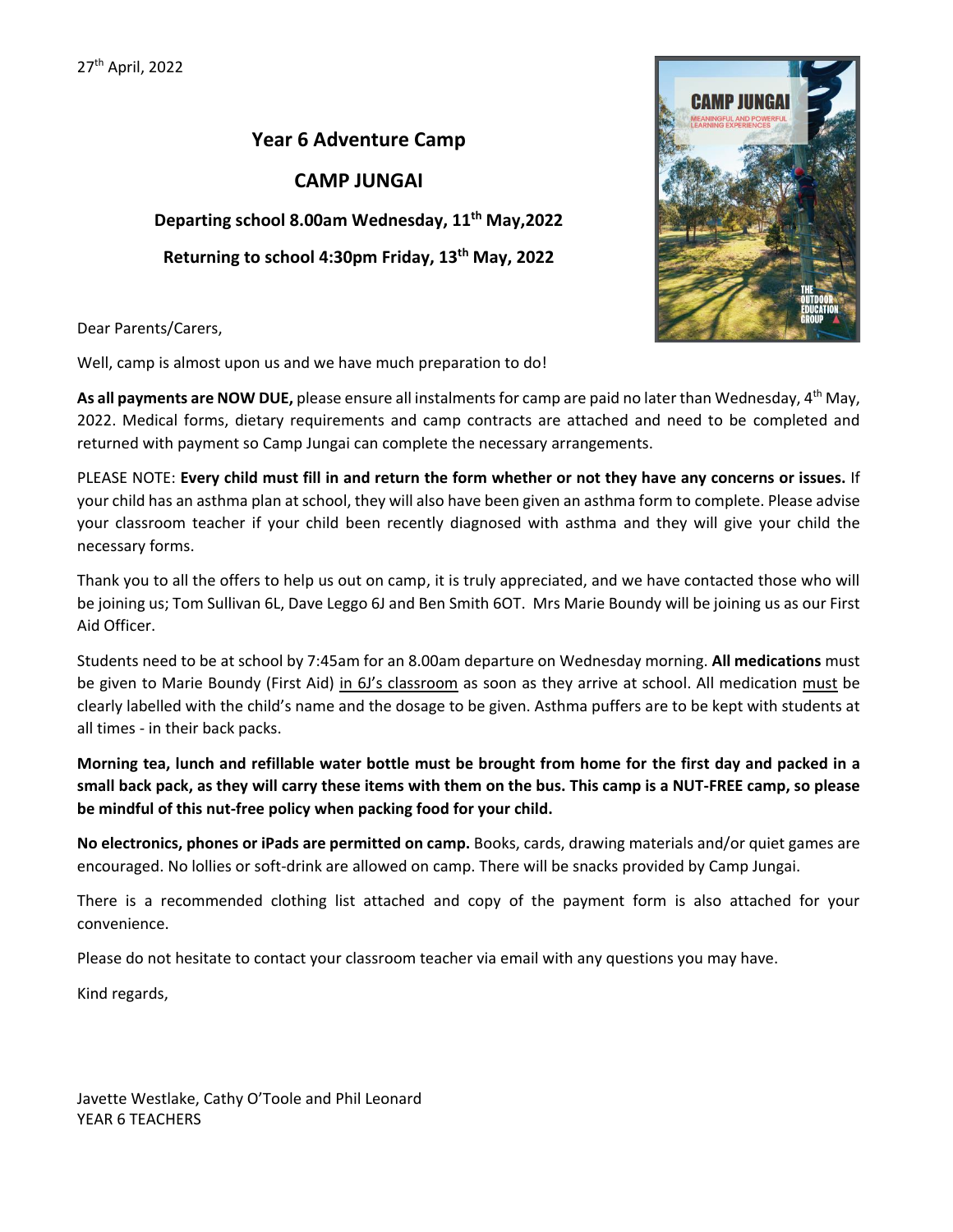27th April, 2022

## Year 6 Adventure Camp

## CAMP JUNGAI

### Departing school 8.00am Wednesday, 11th May,2022

### Returning to school 4:30pm Friday, 13th May, 2022

Dear Parents/Carers,

Well, camp is almost upon us and we have much preparation to do!

**As all payments are NOW DUE,** please ensure all instalments for camp are paid no later than Wednesday, 4th May, 2022. Medical forms, dietary requirements and camp contracts are attached and need to be completed and returned with payment so Camp Jungai can complete the necessary arrangements.

PLEASE NOTE: **Every child must fill in and return the form whether or not they have any concerns or issues.** If your child has an asthma plan at school, they will also have been given an asthma form to complete. Please advise your classroom teacher if your child been recently diagnosed with asthma and they will give your child the necessary forms.

Thank you to all the offers to help us out on camp, it is truly appreciated, and we have contacted those who will be joining us; Tom Sullivan 6L, Dave Leggo 6J and Ben Smith 6OT. Mrs Marie Boundy will be joining us as our First Aid Officer.

Students need to be at school by 7:45am for an 8.00am departure on Wednesday morning. **All medications** must be given to Marie Boundy (First Aid) in 6J's classroom as soon as they arrive at school. All medication must be clearly labelled with the child's name and the dosage to be given. Asthma puffers are to be kept with students at all times - in their back packs.

**Morning tea, lunch and refillable water bottle must be brought from home for the first day and packed in a small back pack, as they will carry these items with them on the bus. This camp is a NUT-FREE camp, so please be mindful of this nut-free policy when packing food for your child.**

**No electronics, phones or iPads are permitted on camp.** Books, cards, drawing materials and/or quiet games are encouraged. No lollies or soft-drink are allowed on camp. There will be snacks provided by Camp Jungai.

There is a recommended clothing list attached and copy of the payment form is also attached for your convenience.

Please do not hesitate to contact your classroom teacher via email with any questions you may have.

Kind regards,

Javette Westlake, Cathy O'Toole and Phil Leonard
YEAR 6 TEACHERS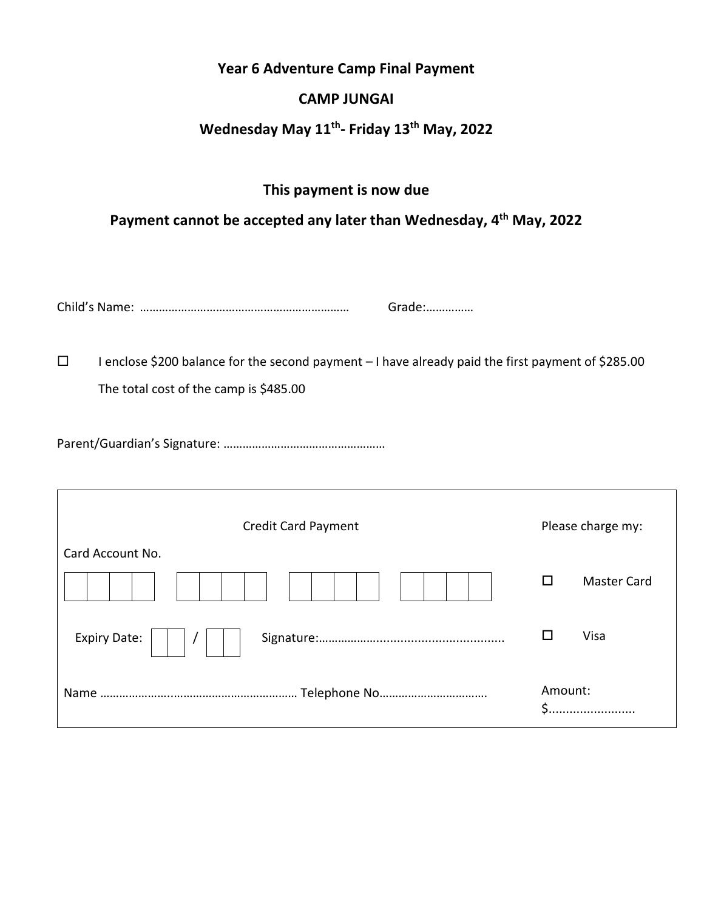**Year 6 Adventure Camp Final Payment**

**CAMP JUNGAI**

**Wednesday May 11th- Friday 13th May, 2022**

**This payment is now due**

**Payment cannot be accepted any later than Wednesday, 4th May, 2022**

Child's Name: ………………………………………………………… Grade:……………

☐ I enclose $200 balance for the second payment – I have already paid the first payment of $285.00

The total cost of the camp is $485.00

Parent/Guardian's Signature: ……………………………………………

| | |
|---|---|
| Credit Card Payment | Please charge my: |
| Card Account No. ☐☐☐☐ ☐☐☐☐ ☐☐☐☐ ☐☐☐☐ | ☐ Master Card |
| Expiry Date: ☐☐ / ☐☐ Signature:…………….................................... | ☐ Visa |
| Name ……………………………………………………… Telephone No……………………………. | Amount: $......................... |